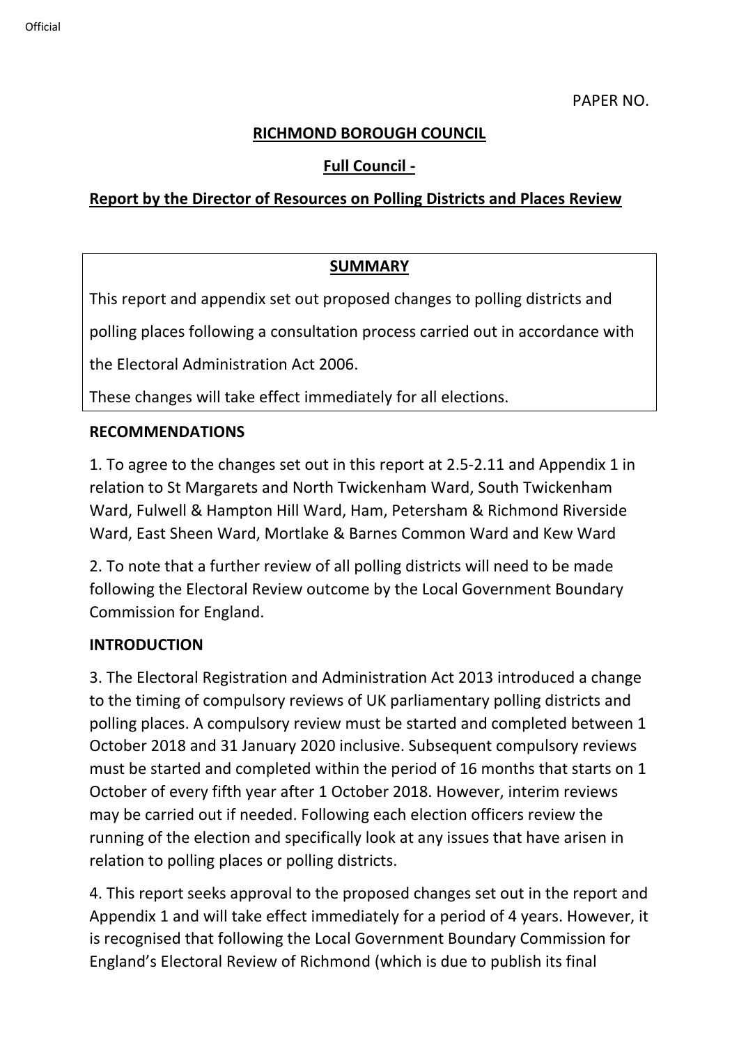PAPER NO.

**RICHMOND BOROUGH COUNCIL**

**Full Council -**

**Report by the Director of Resources on Polling Districts and Places Review**

**SUMMARY**

This report and appendix set out proposed changes to polling districts and polling places following a consultation process carried out in accordance with the Electoral Administration Act 2006.

These changes will take effect immediately for all elections.

**RECOMMENDATIONS**

1. To agree to the changes set out in this report at 2.5-2.11 and Appendix 1 in relation to St Margarets and North Twickenham Ward, South Twickenham Ward, Fulwell & Hampton Hill Ward, Ham, Petersham & Richmond Riverside Ward, East Sheen Ward, Mortlake & Barnes Common Ward and Kew Ward

2. To note that a further review of all polling districts will need to be made following the Electoral Review outcome by the Local Government Boundary Commission for England.

**INTRODUCTION**

3. The Electoral Registration and Administration Act 2013 introduced a change to the timing of compulsory reviews of UK parliamentary polling districts and polling places. A compulsory review must be started and completed between 1 October 2018 and 31 January 2020 inclusive. Subsequent compulsory reviews must be started and completed within the period of 16 months that starts on 1 October of every fifth year after 1 October 2018. However, interim reviews may be carried out if needed. Following each election officers review the running of the election and specifically look at any issues that have arisen in relation to polling places or polling districts.

4. This report seeks approval to the proposed changes set out in the report and Appendix 1 and will take effect immediately for a period of 4 years. However, it is recognised that following the Local Government Boundary Commission for England's Electoral Review of Richmond (which is due to publish its final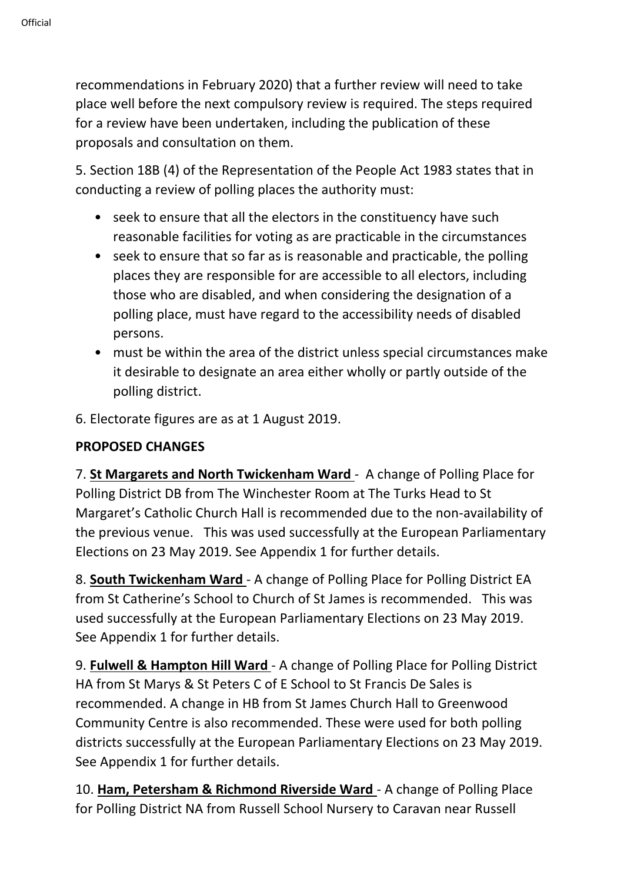recommendations in February 2020) that a further review will need to take place well before the next compulsory review is required. The steps required for a review have been undertaken, including the publication of these proposals and consultation on them.

5. Section 18B (4) of the Representation of the People Act 1983 states that in conducting a review of polling places the authority must:

- seek to ensure that all the electors in the constituency have such reasonable facilities for voting as are practicable in the circumstances
- seek to ensure that so far as is reasonable and practicable, the polling places they are responsible for are accessible to all electors, including those who are disabled, and when considering the designation of a polling place, must have regard to the accessibility needs of disabled persons.
- must be within the area of the district unless special circumstances make it desirable to designate an area either wholly or partly outside of the polling district.

6. Electorate figures are as at 1 August 2019.

**PROPOSED CHANGES**

7. **St Margarets and North Twickenham Ward** - A change of Polling Place for Polling District DB from The Winchester Room at The Turks Head to St Margaret's Catholic Church Hall is recommended due to the non-availability of the previous venue. This was used successfully at the European Parliamentary Elections on 23 May 2019. See Appendix 1 for further details.

8. **South Twickenham Ward** - A change of Polling Place for Polling District EA from St Catherine's School to Church of St James is recommended. This was used successfully at the European Parliamentary Elections on 23 May 2019. See Appendix 1 for further details.

9. **Fulwell & Hampton Hill Ward** - A change of Polling Place for Polling District HA from St Marys & St Peters C of E School to St Francis De Sales is recommended. A change in HB from St James Church Hall to Greenwood Community Centre is also recommended. These were used for both polling districts successfully at the European Parliamentary Elections on 23 May 2019. See Appendix 1 for further details.

10. **Ham, Petersham & Richmond Riverside Ward** - A change of Polling Place for Polling District NA from Russell School Nursery to Caravan near Russell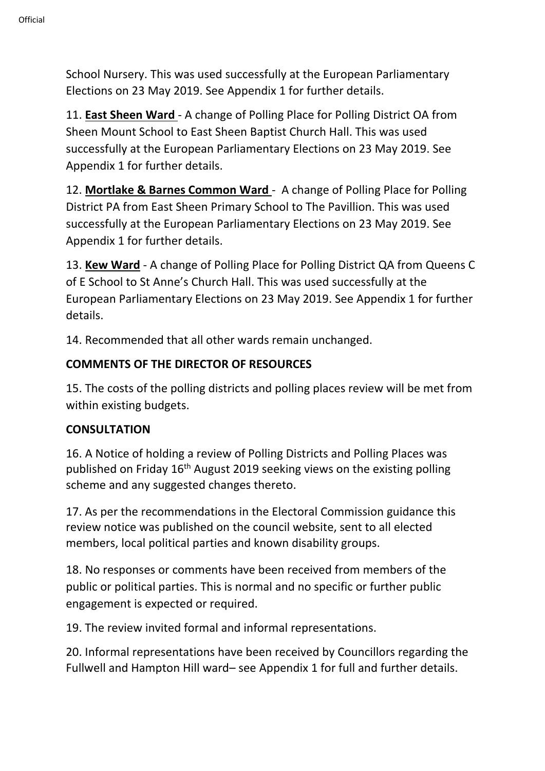School Nursery. This was used successfully at the European Parliamentary Elections on 23 May 2019. See Appendix 1 for further details.

11. **East Sheen Ward** - A change of Polling Place for Polling District OA from Sheen Mount School to East Sheen Baptist Church Hall. This was used successfully at the European Parliamentary Elections on 23 May 2019. See Appendix 1 for further details.

12. **Mortlake & Barnes Common Ward** - A change of Polling Place for Polling District PA from East Sheen Primary School to The Pavillion. This was used successfully at the European Parliamentary Elections on 23 May 2019. See Appendix 1 for further details.

13. **Kew Ward** - A change of Polling Place for Polling District QA from Queens C of E School to St Anne's Church Hall. This was used successfully at the European Parliamentary Elections on 23 May 2019. See Appendix 1 for further details.

14. Recommended that all other wards remain unchanged.

**COMMENTS OF THE DIRECTOR OF RESOURCES**

15. The costs of the polling districts and polling places review will be met from within existing budgets.

**CONSULTATION**

16. A Notice of holding a review of Polling Districts and Polling Places was published on Friday 16th August 2019 seeking views on the existing polling scheme and any suggested changes thereto.

17. As per the recommendations in the Electoral Commission guidance this review notice was published on the council website, sent to all elected members, local political parties and known disability groups.

18. No responses or comments have been received from members of the public or political parties. This is normal and no specific or further public engagement is expected or required.

19. The review invited formal and informal representations.

20. Informal representations have been received by Councillors regarding the Fullwell and Hampton Hill ward– see Appendix 1 for full and further details.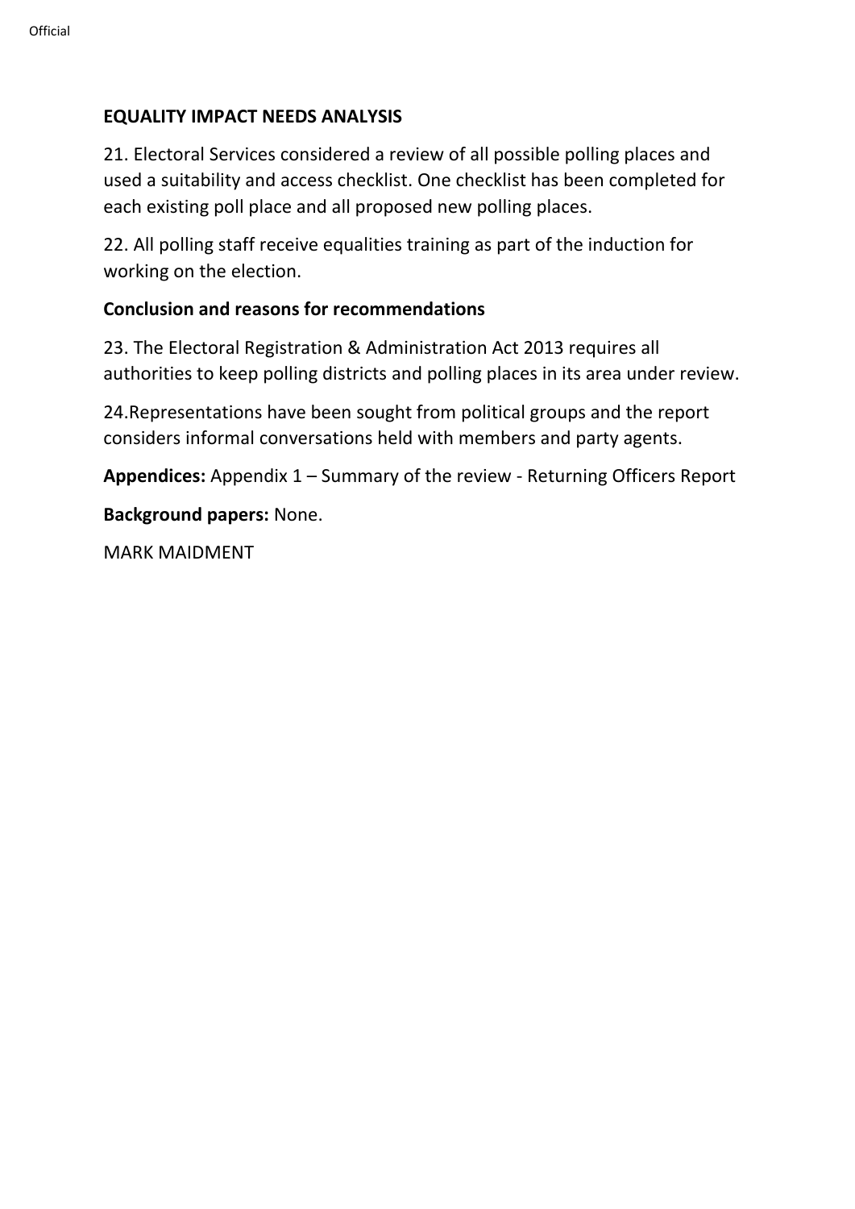## EQUALITY IMPACT NEEDS ANALYSIS

21. Electoral Services considered a review of all possible polling places and used a suitability and access checklist. One checklist has been completed for each existing poll place and all proposed new polling places.

22. All polling staff receive equalities training as part of the induction for working on the election.

### Conclusion and reasons for recommendations

23. The Electoral Registration & Administration Act 2013 requires all authorities to keep polling districts and polling places in its area under review.

24.Representations have been sought from political groups and the report considers informal conversations held with members and party agents.

**Appendices:** Appendix 1 – Summary of the review - Returning Officers Report

**Background papers:** None.

MARK MAIDMENT